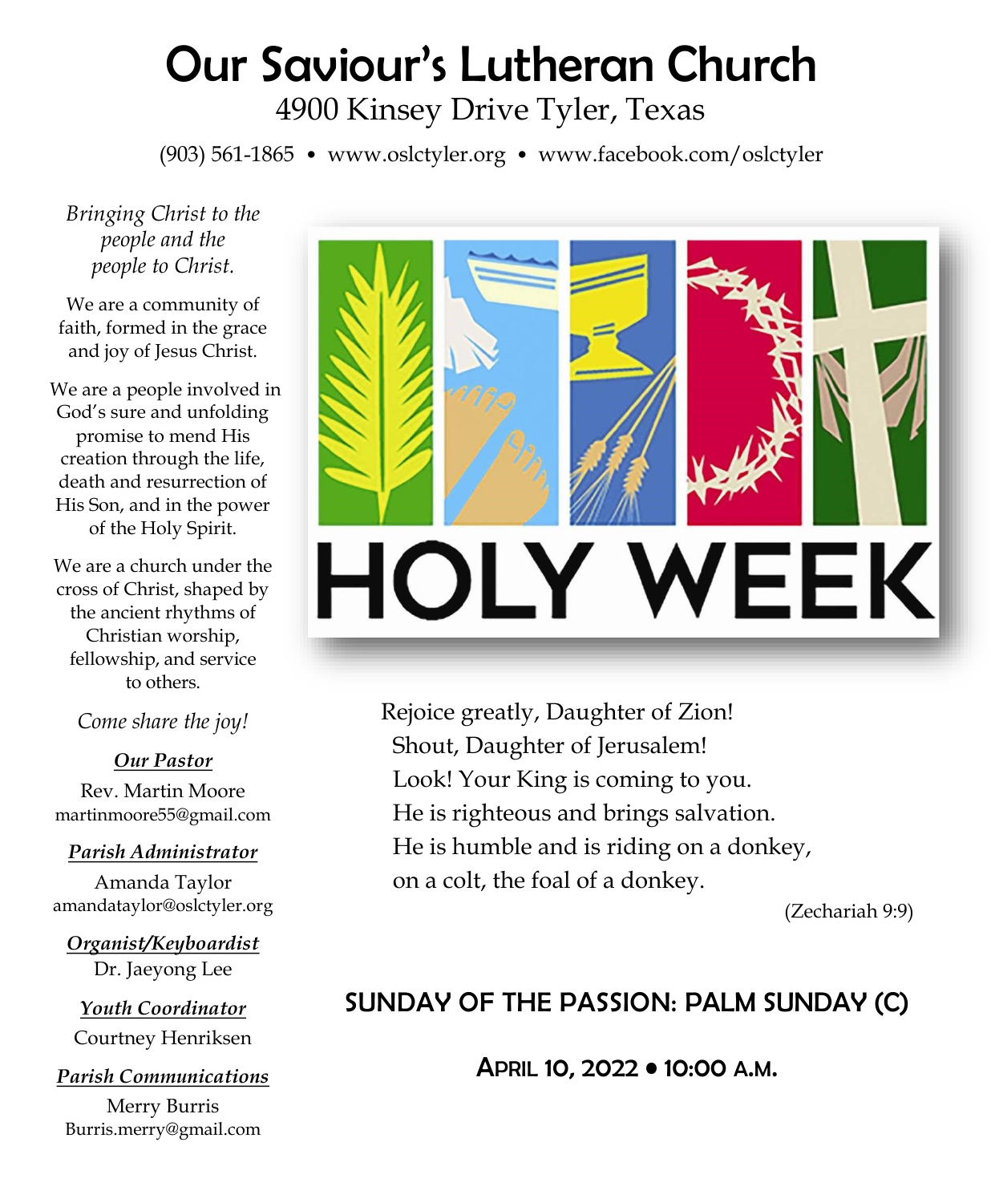# Our Saviour's Lutheran Church

4900 Kinsey Drive Tyler, Texas

(903) 561-1865 • www.oslctyler.org • www.facebook.com/oslctyler

*Bringing Christ to the people and the people to Christ.*

We are a community of faith, formed in the grace and joy of Jesus Christ.

We are a people involved in God's sure and unfolding promise to mend His creation through the life, death and resurrection of His Son, and in the power of the Holy Spirit.

We are a church under the cross of Christ, shaped by the ancient rhythms of Christian worship, fellowship, and service to others.

*Come share the joy!*

***Our Pastor***
Rev. Martin Moore
martinmoore55@gmail.com

***Parish Administrator***
Amanda Taylor
amandataylor@oslctyler.org

***Organist/Keyboardist***
Dr. Jaeyong Lee

***Youth Coordinator***
Courtney Henriksen

***Parish Communications***
Merry Burris
Burris.merry@gmail.com

HOLY WEEK

Rejoice greatly, Daughter of Zion!
Shout, Daughter of Jerusalem!
Look! Your King is coming to you.
He is righteous and brings salvation.
He is humble and is riding on a donkey,
on a colt, the foal of a donkey.

(Zechariah 9:9)

## SUNDAY OF THE PASSION: PALM SUNDAY (C)

### April 10, 2022 • 10:00 a.m.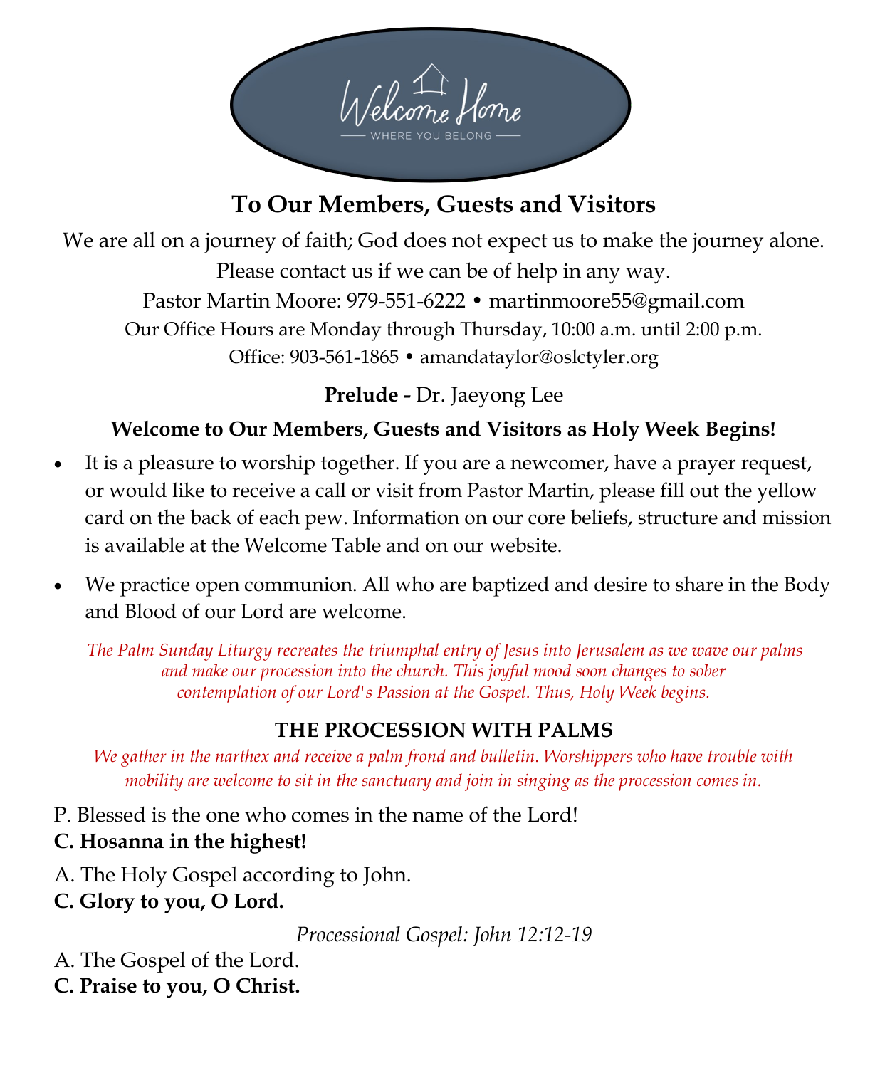Welcome Home

WHERE YOU BELONG

## To Our Members, Guests and Visitors

We are all on a journey of faith; God does not expect us to make the journey alone.
Please contact us if we can be of help in any way.
Pastor Martin Moore: 979-551-6222 • martinmoore55@gmail.com
Our Office Hours are Monday through Thursday, 10:00 a.m. until 2:00 p.m.
Office: 903-561-1865 • amandataylor@oslctyler.org

**Prelude -** Dr. Jaeyong Lee

**Welcome to Our Members, Guests and Visitors as Holy Week Begins!**

- It is a pleasure to worship together. If you are a newcomer, have a prayer request, or would like to receive a call or visit from Pastor Martin, please fill out the yellow card on the back of each pew. Information on our core beliefs, structure and mission is available at the Welcome Table and on our website.
- We practice open communion. All who are baptized and desire to share in the Body and Blood of our Lord are welcome.

*The Palm Sunday Liturgy recreates the triumphal entry of Jesus into Jerusalem as we wave our palms and make our procession into the church. This joyful mood soon changes to sober contemplation of our Lord's Passion at the Gospel. Thus, Holy Week begins.*

**THE PROCESSION WITH PALMS**

*We gather in the narthex and receive a palm frond and bulletin. Worshippers who have trouble with mobility are welcome to sit in the sanctuary and join in singing as the procession comes in.*

P. Blessed is the one who comes in the name of the Lord!
**C. Hosanna in the highest!**

A. The Holy Gospel according to John.
**C. Glory to you, O Lord.**

*Processional Gospel: John 12:12-19*

A. The Gospel of the Lord.
**C. Praise to you, O Christ.**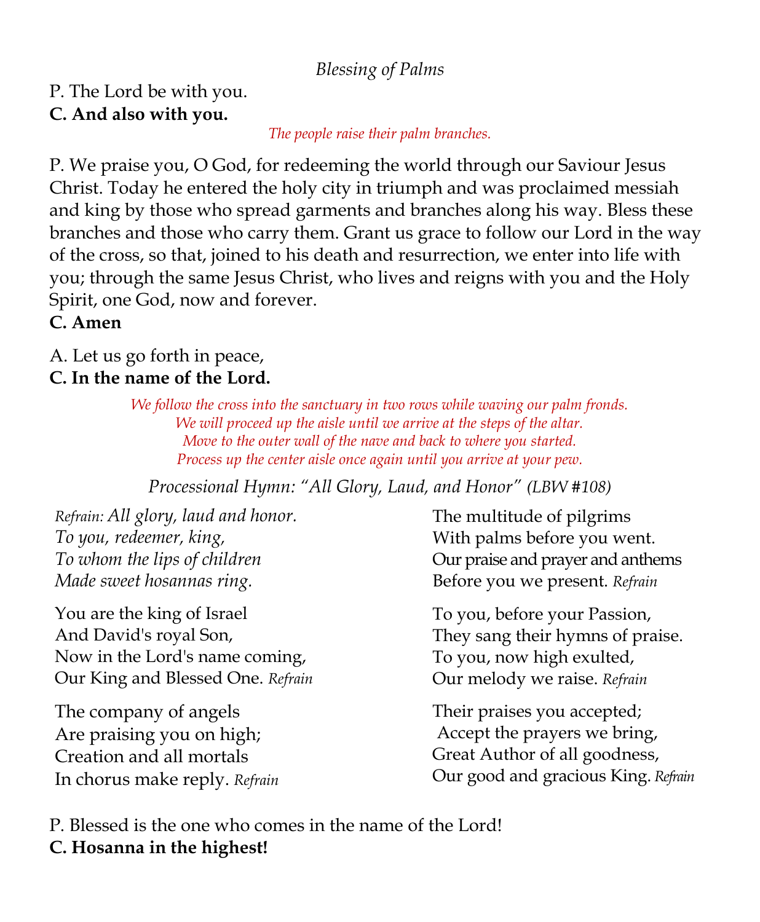*Blessing of Palms*

P. The Lord be with you.
**C. And also with you.**

*The people raise their palm branches.*

P. We praise you, O God, for redeeming the world through our Saviour Jesus Christ. Today he entered the holy city in triumph and was proclaimed messiah and king by those who spread garments and branches along his way. Bless these branches and those who carry them. Grant us grace to follow our Lord in the way of the cross, so that, joined to his death and resurrection, we enter into life with you; through the same Jesus Christ, who lives and reigns with you and the Holy Spirit, one God, now and forever.
**C. Amen**

A. Let us go forth in peace,
**C. In the name of the Lord.**

*We follow the cross into the sanctuary in two rows while waving our palm fronds.*
*We will proceed up the aisle until we arrive at the steps of the altar.*
*Move to the outer wall of the nave and back to where you started.*
*Process up the center aisle once again until you arrive at your pew.*

*Processional Hymn: "All Glory, Laud, and Honor" (LBW #108)*

*Refrain: All glory, laud and honor.*
*To you, redeemer, king,*
*To whom the lips of children*
*Made sweet hosannas ring.*

You are the king of Israel
And David's royal Son,
Now in the Lord's name coming,
Our King and Blessed One. *Refrain*

The company of angels
Are praising you on high;
Creation and all mortals
In chorus make reply. *Refrain*

The multitude of pilgrims
With palms before you went.
Our praise and prayer and anthems
Before you we present. *Refrain*

To you, before your Passion,
They sang their hymns of praise.
To you, now high exulted,
Our melody we raise. *Refrain*

Their praises you accepted;
Accept the prayers we bring,
Great Author of all goodness,
Our good and gracious King. *Refrain*

P. Blessed is the one who comes in the name of the Lord!
**C. Hosanna in the highest!**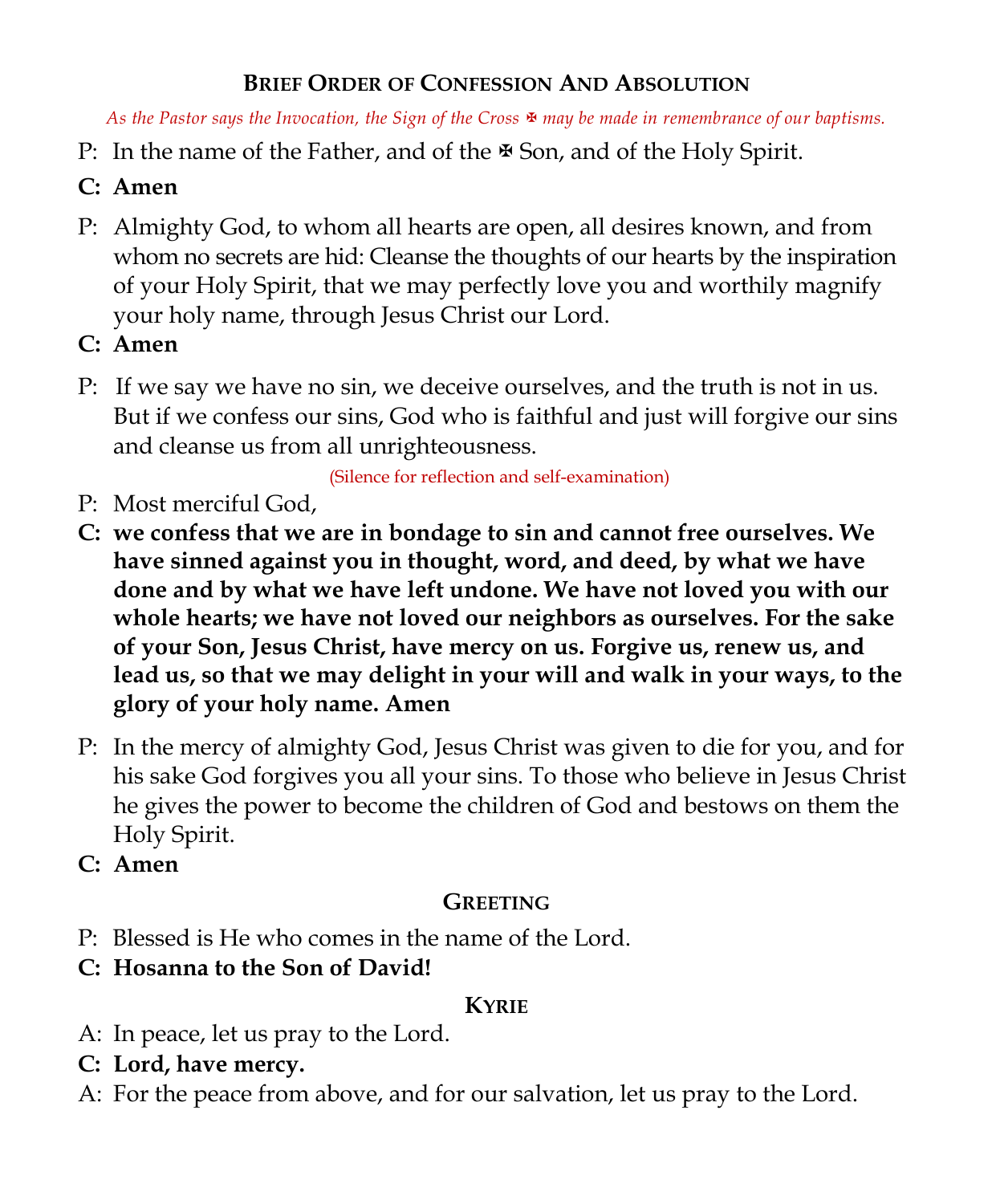## Brief Order of Confession And Absolution

*As the Pastor says the Invocation, the Sign of the Cross ✠ may be made in remembrance of our baptisms.*

P: In the name of the Father, and of the ✠ Son, and of the Holy Spirit.

**C: Amen**

P: Almighty God, to whom all hearts are open, all desires known, and from whom no secrets are hid: Cleanse the thoughts of our hearts by the inspiration of your Holy Spirit, that we may perfectly love you and worthily magnify your holy name, through Jesus Christ our Lord.

**C: Amen**

P: If we say we have no sin, we deceive ourselves, and the truth is not in us. But if we confess our sins, God who is faithful and just will forgive our sins and cleanse us from all unrighteousness.

(Silence for reflection and self-examination)

P: Most merciful God,

**C: we confess that we are in bondage to sin and cannot free ourselves. We have sinned against you in thought, word, and deed, by what we have done and by what we have left undone. We have not loved you with our whole hearts; we have not loved our neighbors as ourselves. For the sake of your Son, Jesus Christ, have mercy on us. Forgive us, renew us, and lead us, so that we may delight in your will and walk in your ways, to the glory of your holy name. Amen**

P: In the mercy of almighty God, Jesus Christ was given to die for you, and for his sake God forgives you all your sins. To those who believe in Jesus Christ he gives the power to become the children of God and bestows on them the Holy Spirit.

**C: Amen**

## Greeting

P: Blessed is He who comes in the name of the Lord.

**C: Hosanna to the Son of David!**

## Kyrie

A: In peace, let us pray to the Lord.

**C: Lord, have mercy.**

A: For the peace from above, and for our salvation, let us pray to the Lord.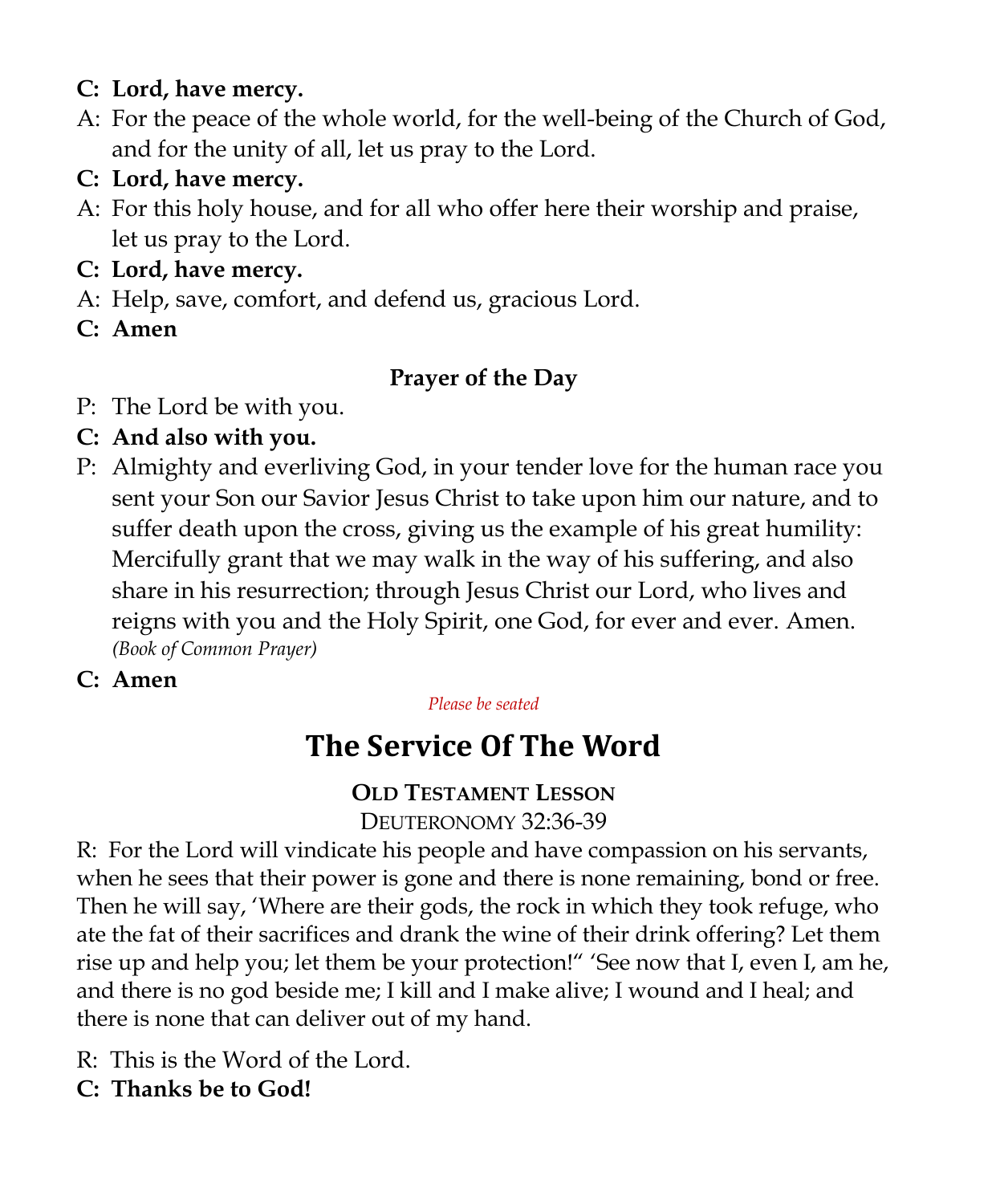**C: Lord, have mercy.**

A: For the peace of the whole world, for the well-being of the Church of God, and for the unity of all, let us pray to the Lord.

**C: Lord, have mercy.**

A: For this holy house, and for all who offer here their worship and praise, let us pray to the Lord.

**C: Lord, have mercy.**

A: Help, save, comfort, and defend us, gracious Lord.

**C: Amen**

### Prayer of the Day

P: The Lord be with you.

**C: And also with you.**

P: Almighty and everliving God, in your tender love for the human race you sent your Son our Savior Jesus Christ to take upon him our nature, and to suffer death upon the cross, giving us the example of his great humility: Mercifully grant that we may walk in the way of his suffering, and also share in his resurrection; through Jesus Christ our Lord, who lives and reigns with you and the Holy Spirit, one God, for ever and ever. Amen. *(Book of Common Prayer)*

**C: Amen**

*Please be seated*

# The Service Of The Word

### OLD TESTAMENT LESSON

DEUTERONOMY 32:36-39

R: For the Lord will vindicate his people and have compassion on his servants, when he sees that their power is gone and there is none remaining, bond or free. Then he will say, 'Where are their gods, the rock in which they took refuge, who ate the fat of their sacrifices and drank the wine of their drink offering? Let them rise up and help you; let them be your protection!" 'See now that I, even I, am he, and there is no god beside me; I kill and I make alive; I wound and I heal; and there is none that can deliver out of my hand.

R: This is the Word of the Lord.

**C: Thanks be to God!**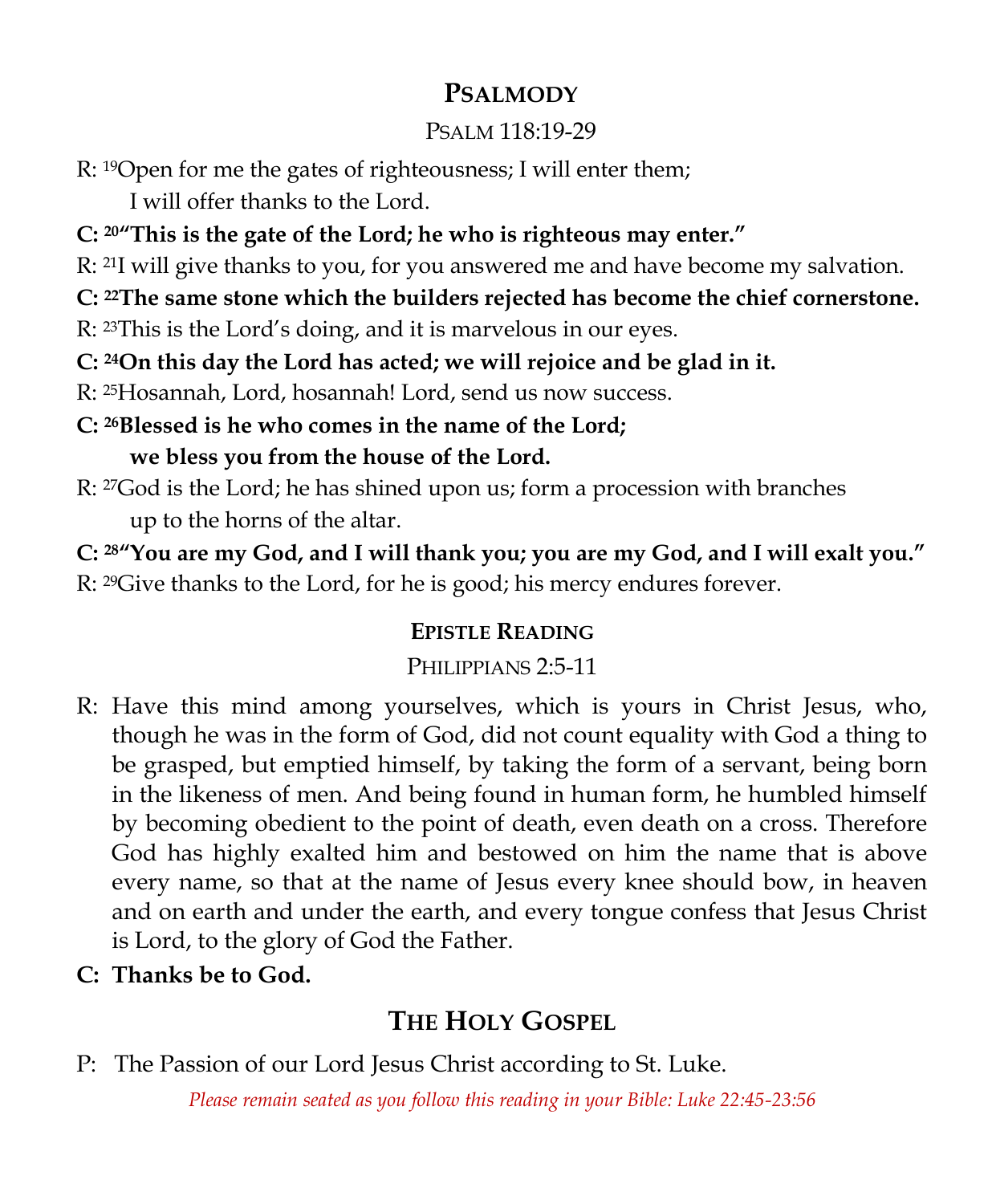## Psalmody

Psalm 118:19-29

R: [19]Open for me the gates of righteousness; I will enter them;
I will offer thanks to the Lord.

**C: [20]"This is the gate of the Lord; he who is righteous may enter."**

R: [21]I will give thanks to you, for you answered me and have become my salvation.

**C: [22]The same stone which the builders rejected has become the chief cornerstone.**

R: [23]This is the Lord's doing, and it is marvelous in our eyes.

**C: [24]On this day the Lord has acted; we will rejoice and be glad in it.**

R: [25]Hosannah, Lord, hosannah! Lord, send us now success.

**C: [26]Blessed is he who comes in the name of the Lord;**
**we bless you from the house of the Lord.**

R: [27]God is the Lord; he has shined upon us; form a procession with branches
up to the horns of the altar.

**C: [28]"You are my God, and I will thank you; you are my God, and I will exalt you."**

R: [29]Give thanks to the Lord, for he is good; his mercy endures forever.

### Epistle Reading

Philippians 2:5-11

R: Have this mind among yourselves, which is yours in Christ Jesus, who, though he was in the form of God, did not count equality with God a thing to be grasped, but emptied himself, by taking the form of a servant, being born in the likeness of men. And being found in human form, he humbled himself by becoming obedient to the point of death, even death on a cross. Therefore God has highly exalted him and bestowed on him the name that is above every name, so that at the name of Jesus every knee should bow, in heaven and on earth and under the earth, and every tongue confess that Jesus Christ is Lord, to the glory of God the Father.

**C: Thanks be to God.**

## The Holy Gospel

P: The Passion of our Lord Jesus Christ according to St. Luke.

*Please remain seated as you follow this reading in your Bible: Luke 22:45-23:56*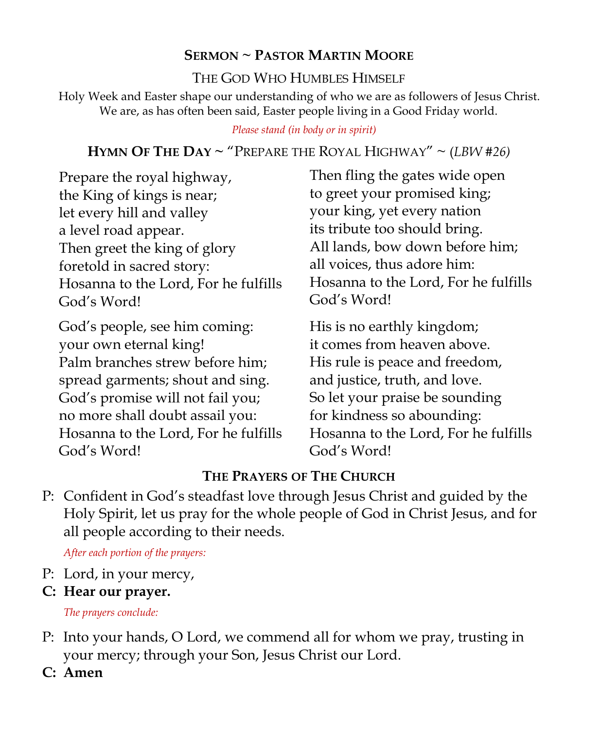## Sermon ~ Pastor Martin Moore

The God Who Humbles Himself

Holy Week and Easter shape our understanding of who we are as followers of Jesus Christ. We are, as has often been said, Easter people living in a Good Friday world.

*Please stand (in body or in spirit)*

## Hymn Of The Day ~ "Prepare the Royal Highway" ~ (*LBW #26)*

Prepare the royal highway,
the King of kings is near;
let every hill and valley
a level road appear.
Then greet the king of glory
foretold in sacred story:
Hosanna to the Lord, For he fulfills
God's Word!

God's people, see him coming:
your own eternal king!
Palm branches strew before him;
spread garments; shout and sing.
God's promise will not fail you;
no more shall doubt assail you:
Hosanna to the Lord, For he fulfills
God's Word!

Then fling the gates wide open
to greet your promised king;
your king, yet every nation
its tribute too should bring.
All lands, bow down before him;
all voices, thus adore him:
Hosanna to the Lord, For he fulfills
God's Word!

His is no earthly kingdom;
it comes from heaven above.
His rule is peace and freedom,
and justice, truth, and love.
So let your praise be sounding
for kindness so abounding:
Hosanna to the Lord, For he fulfills
God's Word!

## The Prayers of The Church

P: Confident in God's steadfast love through Jesus Christ and guided by the Holy Spirit, let us pray for the whole people of God in Christ Jesus, and for all people according to their needs.

*After each portion of the prayers:*

P: Lord, in your mercy,

**C: Hear our prayer.**

*The prayers conclude:*

P: Into your hands, O Lord, we commend all for whom we pray, trusting in your mercy; through your Son, Jesus Christ our Lord.

**C: Amen**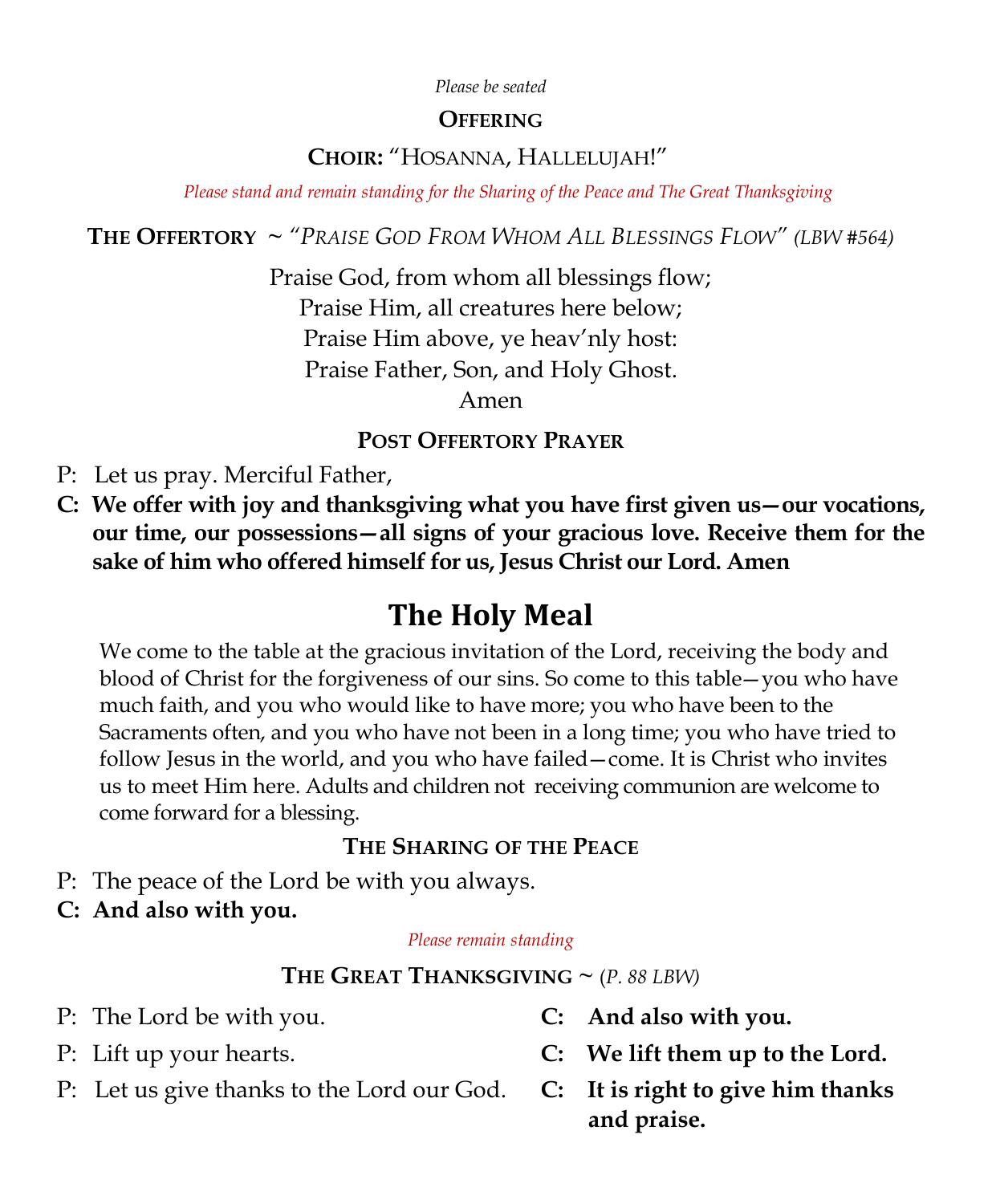*Please be seated*

**Offering**

**Choir:** "Hosanna, Hallelujah!"

*Please stand and remain standing for the Sharing of the Peace and The Great Thanksgiving*

**The Offertory** ~ *"Praise God From Whom All Blessings Flow" (LBW #564)*

Praise God, from whom all blessings flow;
Praise Him, all creatures here below;
Praise Him above, ye heav'nly host:
Praise Father, Son, and Holy Ghost.
Amen

**Post Offertory Prayer**

P: Let us pray. Merciful Father,

**C: We offer with joy and thanksgiving what you have first given us—our vocations, our time, our possessions—all signs of your gracious love. Receive them for the sake of him who offered himself for us, Jesus Christ our Lord. Amen**

# The Holy Meal

We come to the table at the gracious invitation of the Lord, receiving the body and blood of Christ for the forgiveness of our sins. So come to this table—you who have much faith, and you who would like to have more; you who have been to the Sacraments often, and you who have not been in a long time; you who have tried to follow Jesus in the world, and you who have failed—come. It is Christ who invites us to meet Him here. Adults and children not receiving communion are welcome to come forward for a blessing.

**The Sharing of the Peace**

P: The peace of the Lord be with you always.

**C: And also with you.**

*Please remain standing*

**The Great Thanksgiving** ~ (*P. 88 LBW*)

P: The Lord be with you.
**C: And also with you.**

P: Lift up your hearts.
**C: We lift them up to the Lord.**

P: Let us give thanks to the Lord our God.
**C: It is right to give him thanks and praise.**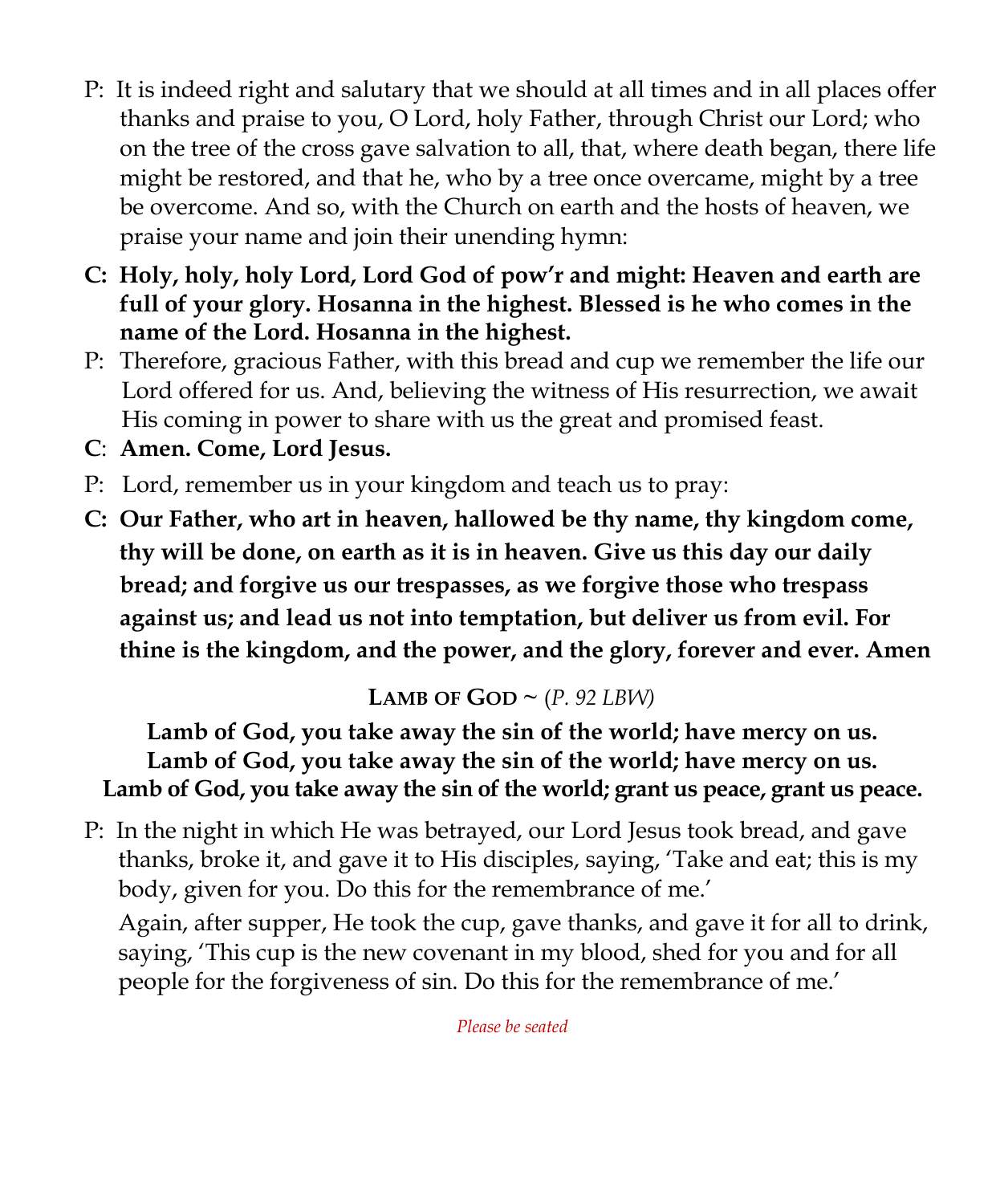P: It is indeed right and salutary that we should at all times and in all places offer thanks and praise to you, O Lord, holy Father, through Christ our Lord; who on the tree of the cross gave salvation to all, that, where death began, there life might be restored, and that he, who by a tree once overcame, might by a tree be overcome. And so, with the Church on earth and the hosts of heaven, we praise your name and join their unending hymn:

**C: Holy, holy, holy Lord, Lord God of pow'r and might: Heaven and earth are full of your glory. Hosanna in the highest. Blessed is he who comes in the name of the Lord. Hosanna in the highest.**

P: Therefore, gracious Father, with this bread and cup we remember the life our Lord offered for us. And, believing the witness of His resurrection, we await His coming in power to share with us the great and promised feast.

**C: Amen. Come, Lord Jesus.**

P: Lord, remember us in your kingdom and teach us to pray:

**C: Our Father, who art in heaven, hallowed be thy name, thy kingdom come, thy will be done, on earth as it is in heaven. Give us this day our daily bread; and forgive us our trespasses, as we forgive those who trespass against us; and lead us not into temptation, but deliver us from evil. For thine is the kingdom, and the power, and the glory, forever and ever. Amen**

## LAMB OF GOD ~ (*P. 92 LBW*)

**Lamb of God, you take away the sin of the world; have mercy on us.**
**Lamb of God, you take away the sin of the world; have mercy on us.**
**Lamb of God, you take away the sin of the world; grant us peace, grant us peace.**

P: In the night in which He was betrayed, our Lord Jesus took bread, and gave thanks, broke it, and gave it to His disciples, saying, 'Take and eat; this is my body, given for you. Do this for the remembrance of me.'

Again, after supper, He took the cup, gave thanks, and gave it for all to drink, saying, 'This cup is the new covenant in my blood, shed for you and for all people for the forgiveness of sin. Do this for the remembrance of me.'

*Please be seated*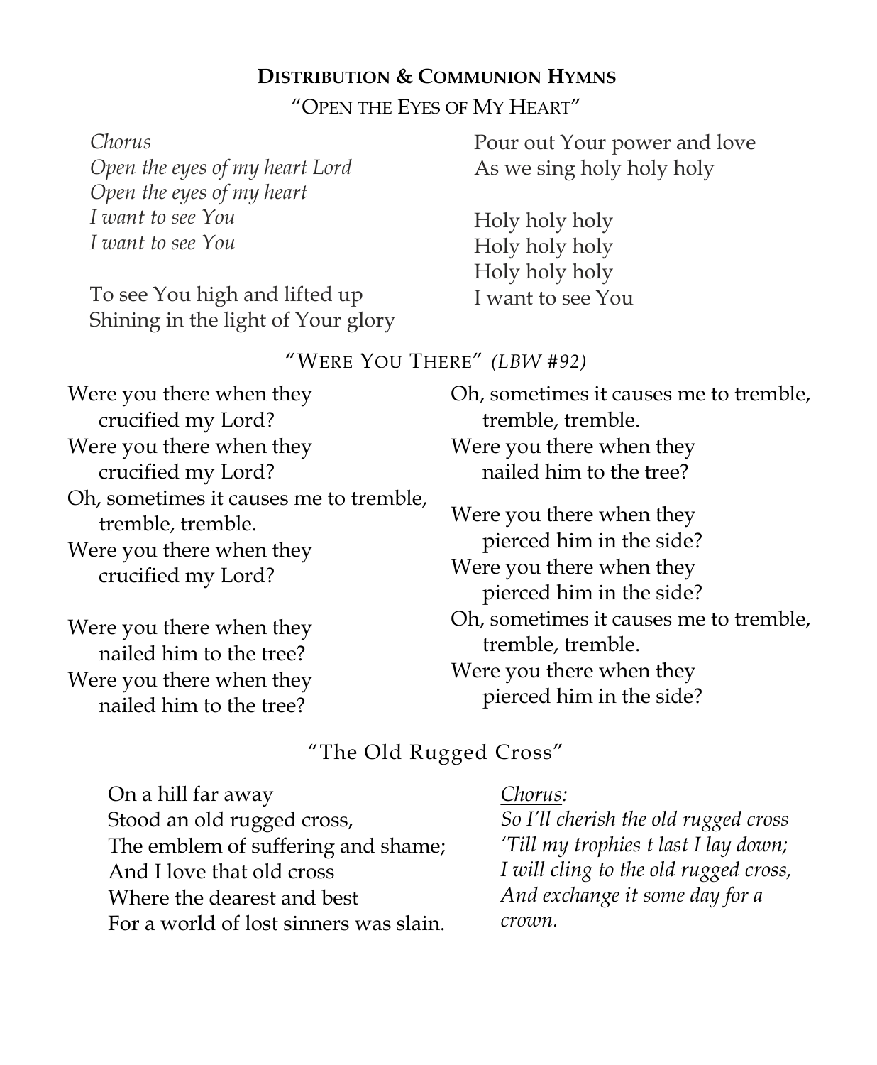## Distribution & Communion Hymns

### "Open the Eyes of My Heart"

*Chorus*
*Open the eyes of my heart Lord*
*Open the eyes of my heart*
*I want to see You*
*I want to see You*

To see You high and lifted up
Shining in the light of Your glory
Pour out Your power and love
As we sing holy holy holy

Holy holy holy
Holy holy holy
Holy holy holy
I want to see You

### "Were You There" *(LBW #92)*

Were you there when they
crucified my Lord?
Were you there when they
crucified my Lord?
Oh, sometimes it causes me to tremble,
tremble, tremble.
Were you there when they
crucified my Lord?

Were you there when they
nailed him to the tree?
Were you there when they
nailed him to the tree?
Oh, sometimes it causes me to tremble,
tremble, tremble.
Were you there when they
nailed him to the tree?

Were you there when they
pierced him in the side?
Were you there when they
pierced him in the side?
Oh, sometimes it causes me to tremble,
tremble, tremble.
Were you there when they
pierced him in the side?

### "The Old Rugged Cross"

On a hill far away
Stood an old rugged cross,
The emblem of suffering and shame;
And I love that old cross
Where the dearest and best
For a world of lost sinners was slain.

*Chorus:*
*So I'll cherish the old rugged cross*
*'Till my trophies t last I lay down;*
*I will cling to the old rugged cross,*
*And exchange it some day for a crown.*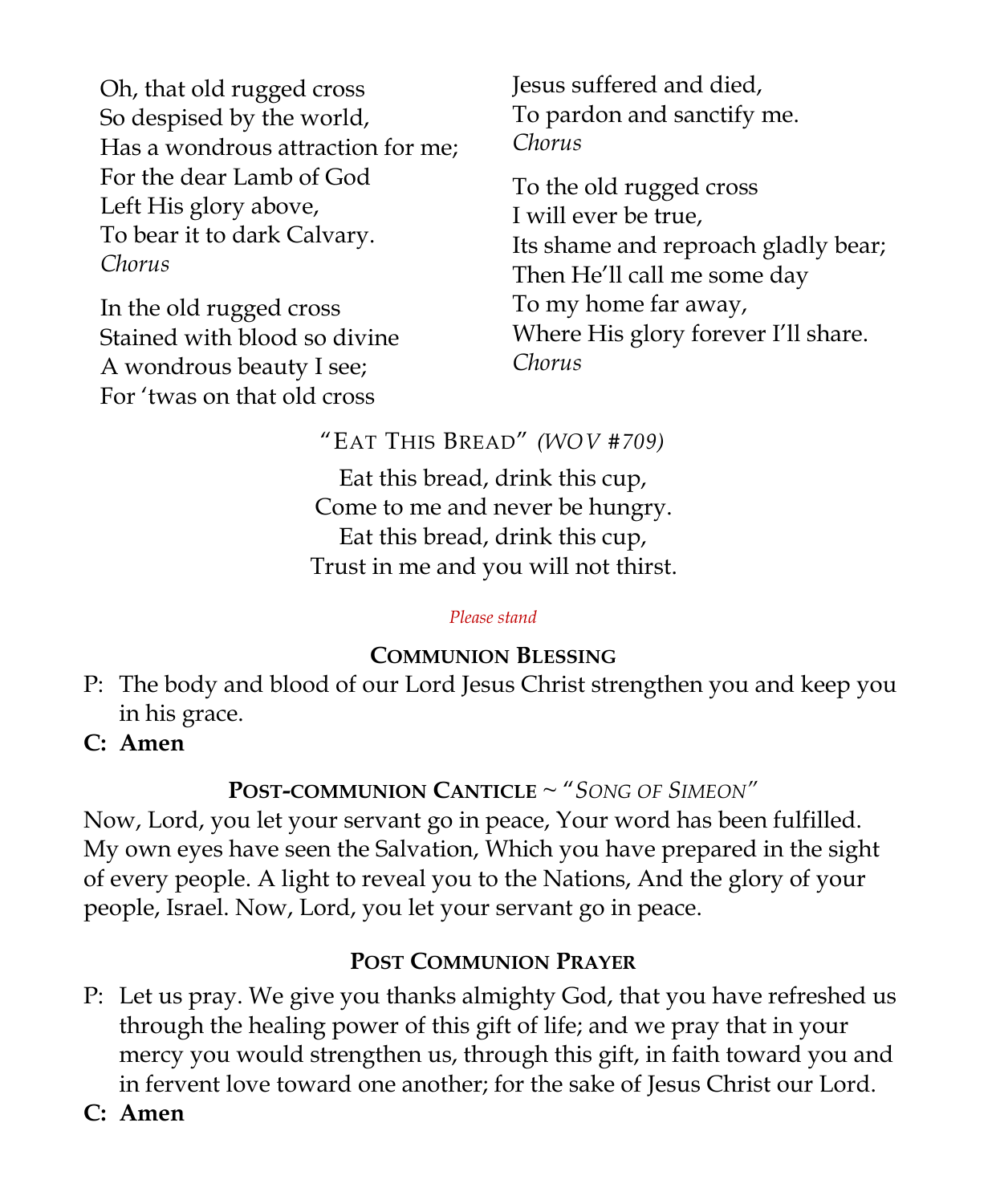Oh, that old rugged cross
So despised by the world,
Has a wondrous attraction for me;
For the dear Lamb of God
Left His glory above,
To bear it to dark Calvary.
*Chorus*

In the old rugged cross
Stained with blood so divine
A wondrous beauty I see;
For 'twas on that old cross
Jesus suffered and died,
To pardon and sanctify me.
*Chorus*

To the old rugged cross
I will ever be true,
Its shame and reproach gladly bear;
Then He'll call me some day
To my home far away,
Where His glory forever I'll share.
*Chorus*

"EAT THIS BREAD" *(WOV #709)*

Eat this bread, drink this cup,
Come to me and never be hungry.
Eat this bread, drink this cup,
Trust in me and you will not thirst.

*Please stand*

### COMMUNION BLESSING

P: The body and blood of our Lord Jesus Christ strengthen you and keep you in his grace.

**C: Amen**

### POST-COMMUNION CANTICLE ~ "*SONG OF SIMEON*"

Now, Lord, you let your servant go in peace, Your word has been fulfilled. My own eyes have seen the Salvation, Which you have prepared in the sight of every people. A light to reveal you to the Nations, And the glory of your people, Israel. Now, Lord, you let your servant go in peace.

### POST COMMUNION PRAYER

P: Let us pray. We give you thanks almighty God, that you have refreshed us through the healing power of this gift of life; and we pray that in your mercy you would strengthen us, through this gift, in faith toward you and in fervent love toward one another; for the sake of Jesus Christ our Lord.

**C: Amen**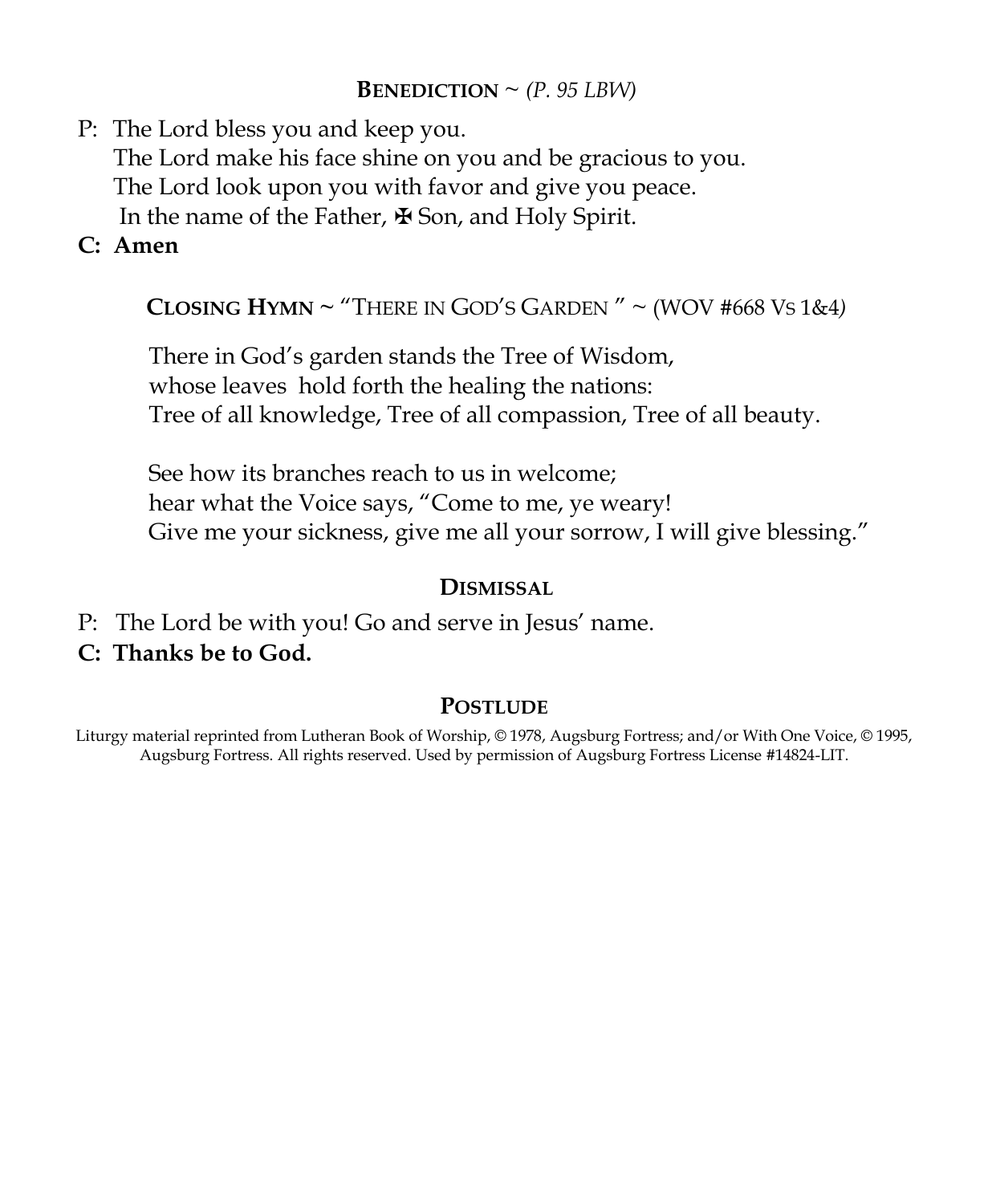### **BENEDICTION** ~ *(P. 95 LBW)*

P: The Lord bless you and keep you.
The Lord make his face shine on you and be gracious to you.
The Lord look upon you with favor and give you peace.
In the name of the Father, ✠ Son, and Holy Spirit.

**C: Amen**

### **CLOSING HYMN** ~ "THERE IN GOD'S GARDEN " ~ (WOV #668 VS 1&4)

There in God's garden stands the Tree of Wisdom,
whose leaves hold forth the healing the nations:
Tree of all knowledge, Tree of all compassion, Tree of all beauty.

See how its branches reach to us in welcome;
hear what the Voice says, "Come to me, ye weary!
Give me your sickness, give me all your sorrow, I will give blessing."

### **DISMISSAL**

P: The Lord be with you! Go and serve in Jesus' name.

**C: Thanks be to God.**

### **POSTLUDE**

Liturgy material reprinted from Lutheran Book of Worship, © 1978, Augsburg Fortress; and/or With One Voice, © 1995, Augsburg Fortress. All rights reserved. Used by permission of Augsburg Fortress License #14824-LIT.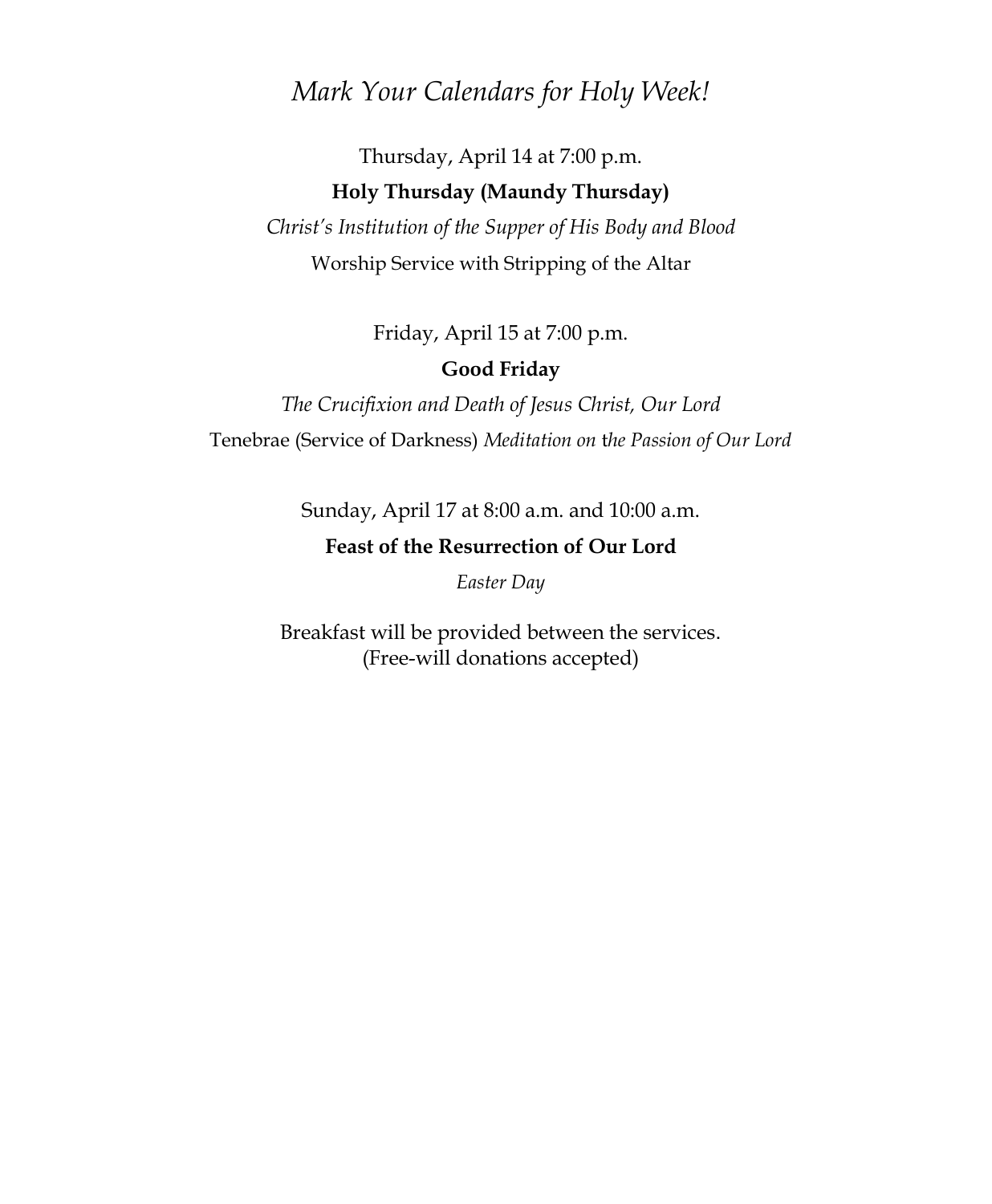# *Mark Your Calendars for Holy Week!*

Thursday, April 14 at 7:00 p.m.

**Holy Thursday (Maundy Thursday)**

*Christ's Institution of the Supper of His Body and Blood*

Worship Service with Stripping of the Altar

Friday, April 15 at 7:00 p.m.

**Good Friday**

*The Crucifixion and Death of Jesus Christ, Our Lord*

Tenebrae (Service of Darkness) *Meditation on the Passion of Our Lord*

Sunday, April 17 at 8:00 a.m. and 10:00 a.m.

**Feast of the Resurrection of Our Lord**

*Easter Day*

Breakfast will be provided between the services.
(Free-will donations accepted)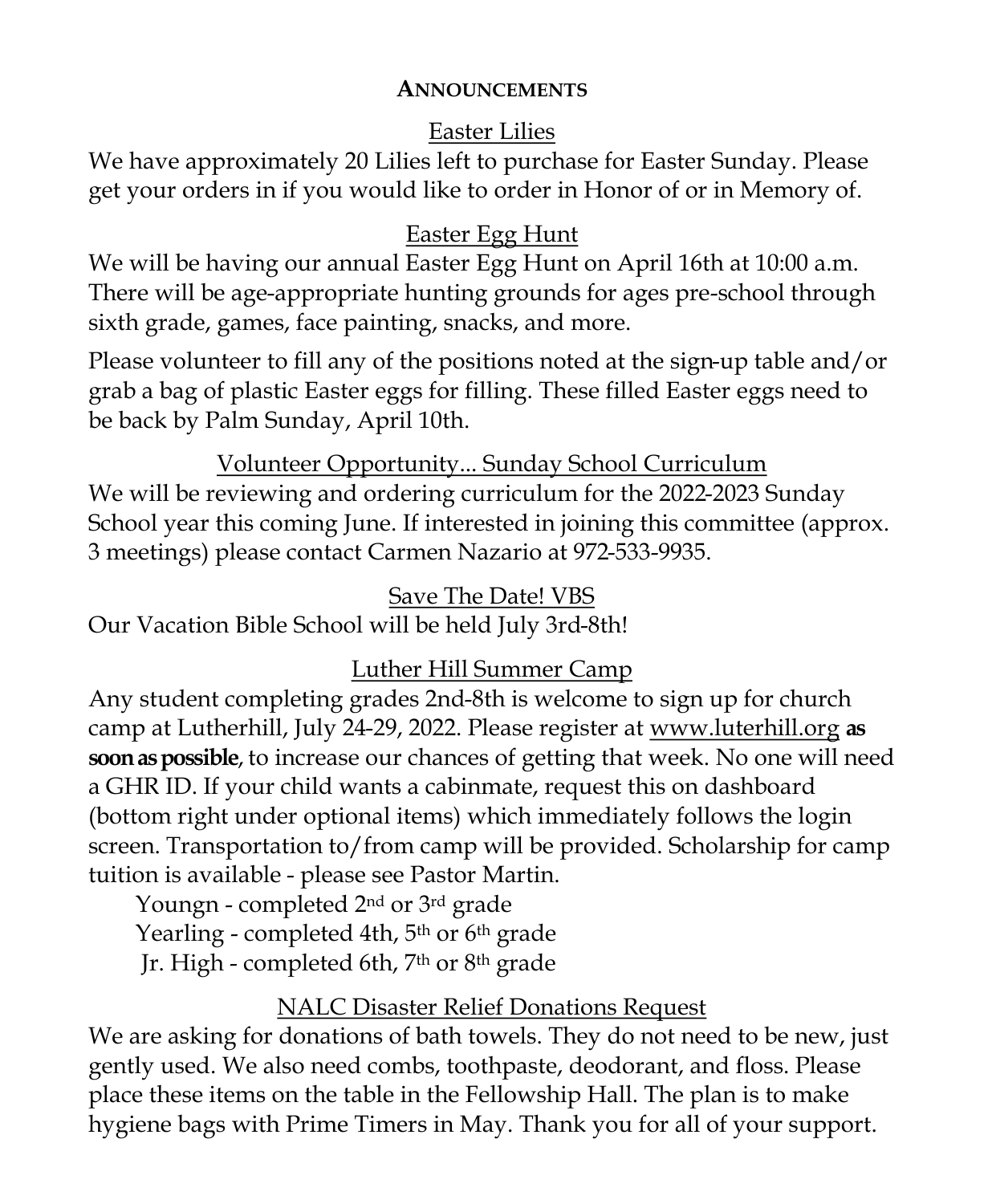# ANNOUNCEMENTS

## Easter Lilies

We have approximately 20 Lilies left to purchase for Easter Sunday. Please get your orders in if you would like to order in Honor of or in Memory of.

## Easter Egg Hunt

We will be having our annual Easter Egg Hunt on April 16th at 10:00 a.m. There will be age-appropriate hunting grounds for ages pre-school through sixth grade, games, face painting, snacks, and more.

Please volunteer to fill any of the positions noted at the sign-up table and/or grab a bag of plastic Easter eggs for filling. These filled Easter eggs need to be back by Palm Sunday, April 10th.

## Volunteer Opportunity... Sunday School Curriculum

We will be reviewing and ordering curriculum for the 2022-2023 Sunday School year this coming June. If interested in joining this committee (approx. 3 meetings) please contact Carmen Nazario at 972-533-9935.

## Save The Date! VBS

Our Vacation Bible School will be held July 3rd-8th!

## Luther Hill Summer Camp

Any student completing grades 2nd-8th is welcome to sign up for church camp at Lutherhill, July 24-29, 2022. Please register at www.luterhill.org **as soon as possible**, to increase our chances of getting that week. No one will need a GHR ID. If your child wants a cabinmate, request this on dashboard (bottom right under optional items) which immediately follows the login screen. Transportation to/from camp will be provided. Scholarship for camp tuition is available - please see Pastor Martin.

Youngn - completed 2nd or 3rd grade
Yearling - completed 4th, 5th or 6th grade
Jr. High - completed 6th, 7th or 8th grade

## NALC Disaster Relief Donations Request

We are asking for donations of bath towels. They do not need to be new, just gently used. We also need combs, toothpaste, deodorant, and floss. Please place these items on the table in the Fellowship Hall. The plan is to make hygiene bags with Prime Timers in May. Thank you for all of your support.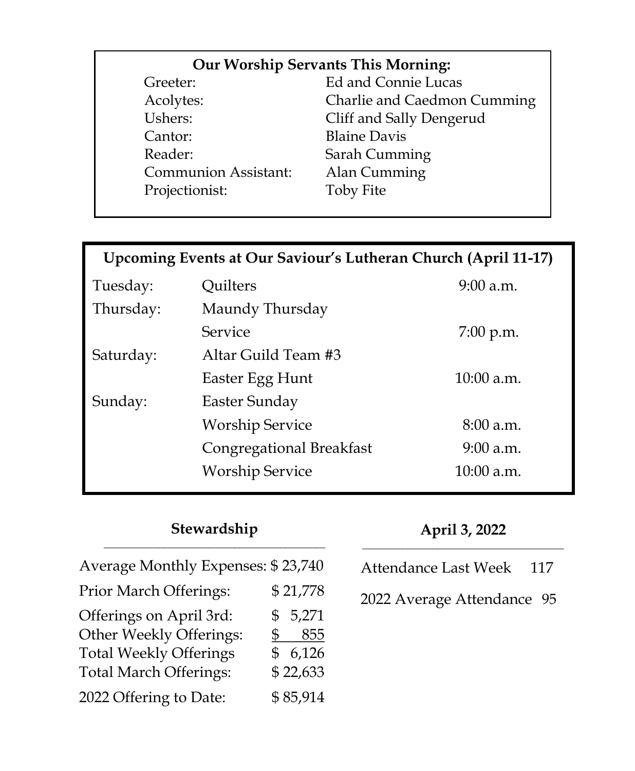## Our Worship Servants This Morning:

| | |
|---|---|
| Greeter: | Ed and Connie Lucas |
| Acolytes: | Charlie and Caedmon Cumming |
| Ushers: | Cliff and Sally Dengerud |
| Cantor: | Blaine Davis |
| Reader: | Sarah Cumming |
| Communion Assistant: | Alan Cumming |
| Projectionist: | Toby Fite |

## Upcoming Events at Our Saviour's Lutheran Church (April 11-17)

| | | |
|---|---|---|
| Tuesday: | Quilters | 9:00 a.m. |
| Thursday: | Maundy Thursday | |
| | Service | 7:00 p.m. |
| Saturday: | Altar Guild Team #3 | |
| | Easter Egg Hunt | 10:00 a.m. |
| Sunday: | Easter Sunday | |
| | Worship Service | 8:00 a.m. |
| | Congregational Breakfast | 9:00 a.m. |
| | Worship Service | 10:00 a.m. |

## Stewardship

| | |
|---|---|
| Average Monthly Expenses: | $ 23,740 |
| Prior March Offerings: | $ 21,778 |
| Offerings on April 3rd: | $ 5,271 |
| Other Weekly Offerings: | $ 855 |
| Total Weekly Offerings | $ 6,126 |
| Total March Offerings: | $ 22,633 |
| 2022 Offering to Date: | $ 85,914 |

## April 3, 2022

| | |
|---|---|
| Attendance Last Week | 117 |
| 2022 Average Attendance | 95 |